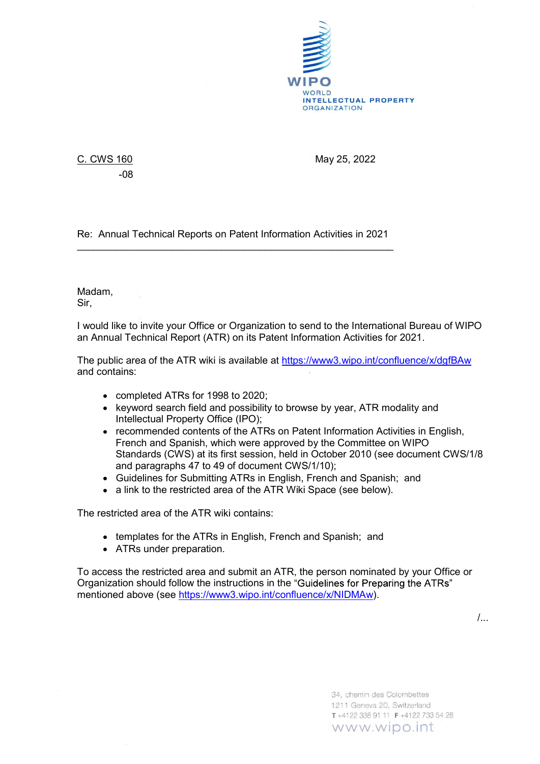WIPO
WORLD
INTELLECTUAL PROPERTY
ORGANIZATION

C. CWS 160
-08

May 25, 2022

Re: Annual Technical Reports on Patent Information Activities in 2021

Madam,
Sir,

I would like to invite your Office or Organization to send to the International Bureau of WIPO an Annual Technical Report (ATR) on its Patent Information Activities for 2021.

The public area of the ATR wiki is available at https://www3.wipo.int/confluence/x/dgfBAw and contains:

- completed ATRs for 1998 to 2020;
- keyword search field and possibility to browse by year, ATR modality and Intellectual Property Office (IPO);
- recommended contents of the ATRs on Patent Information Activities in English, French and Spanish, which were approved by the Committee on WIPO Standards (CWS) at its first session, held in October 2010 (see document CWS/1/8 and paragraphs 47 to 49 of document CWS/1/10);
- Guidelines for Submitting ATRs in English, French and Spanish; and
- a link to the restricted area of the ATR Wiki Space (see below).

The restricted area of the ATR wiki contains:

- templates for the ATRs in English, French and Spanish; and
- ATRs under preparation.

To access the restricted area and submit an ATR, the person nominated by your Office or Organization should follow the instructions in the "Guidelines for Preparing the ATRs" mentioned above (see https://www3.wipo.int/confluence/x/NIDMAw).

/...

34, chemin des Colombettes
1211 Geneva 20, Switzerland
T +4122 338 91 11 F +4122 733 54 28
www.wipo.int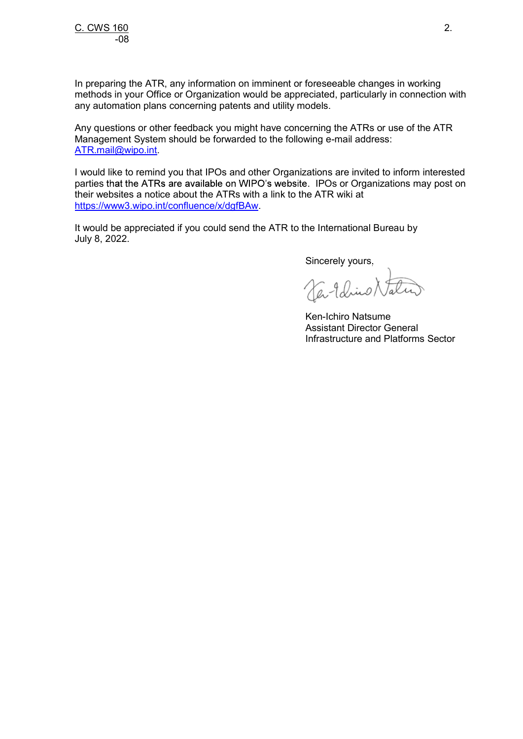In preparing the ATR, any information on imminent or foreseeable changes in working methods in your Office or Organization would be appreciated, particularly in connection with any automation plans concerning patents and utility models.

Any questions or other feedback you might have concerning the ATRs or use of the ATR Management System should be forwarded to the following e-mail address: ATR.mail@wipo.int.

I would like to remind you that IPOs and other Organizations are invited to inform interested parties that the ATRs are available on WIPO's website. IPOs or Organizations may post on their websites a notice about the ATRs with a link to the ATR wiki at https://www3.wipo.int/confluence/x/dgfBAw.

It would be appreciated if you could send the ATR to the International Bureau by July 8, 2022.

Sincerely yours,

Ken-Ichiro Natsume
Assistant Director General
Infrastructure and Platforms Sector